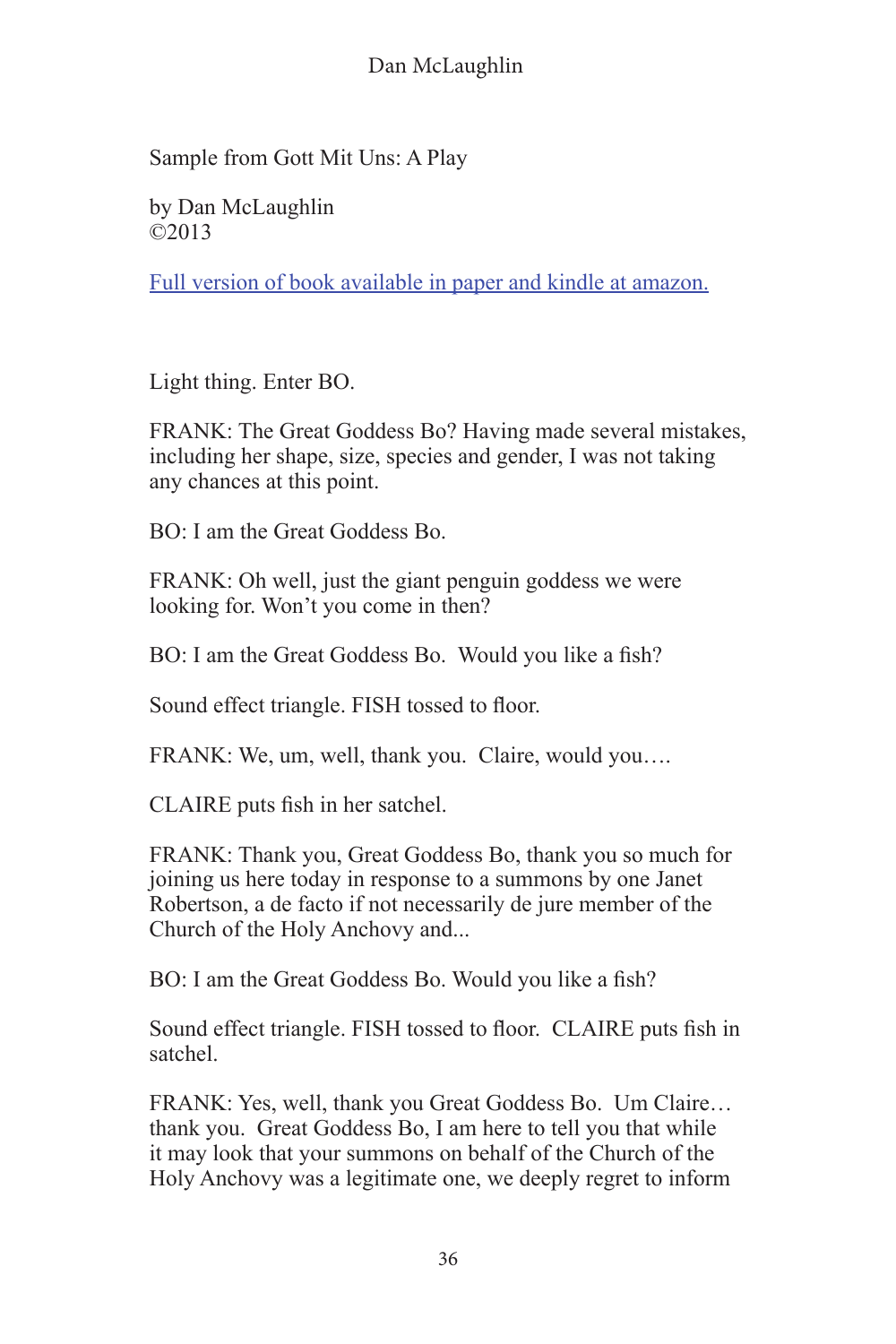Sample from Gott Mit Uns: A Play

by Dan McLaughlin
©2013

[Full version of book available in paper and kindle at amazon.]

Light thing. Enter BO.

FRANK: The Great Goddess Bo? Having made several mistakes, including her shape, size, species and gender, I was not taking any chances at this point.

BO: I am the Great Goddess Bo.

FRANK: Oh well, just the giant penguin goddess we were looking for. Won't you come in then?

BO: I am the Great Goddess Bo. Would you like a fish?

Sound effect triangle. FISH tossed to floor.

FRANK: We, um, well, thank you. Claire, would you….

CLAIRE puts fish in her satchel.

FRANK: Thank you, Great Goddess Bo, thank you so much for joining us here today in response to a summons by one Janet Robertson, a de facto if not necessarily de jure member of the Church of the Holy Anchovy and...

BO: I am the Great Goddess Bo. Would you like a fish?

Sound effect triangle. FISH tossed to floor. CLAIRE puts fish in satchel.

FRANK: Yes, well, thank you Great Goddess Bo. Um Claire… thank you. Great Goddess Bo, I am here to tell you that while it may look that your summons on behalf of the Church of the Holy Anchovy was a legitimate one, we deeply regret to inform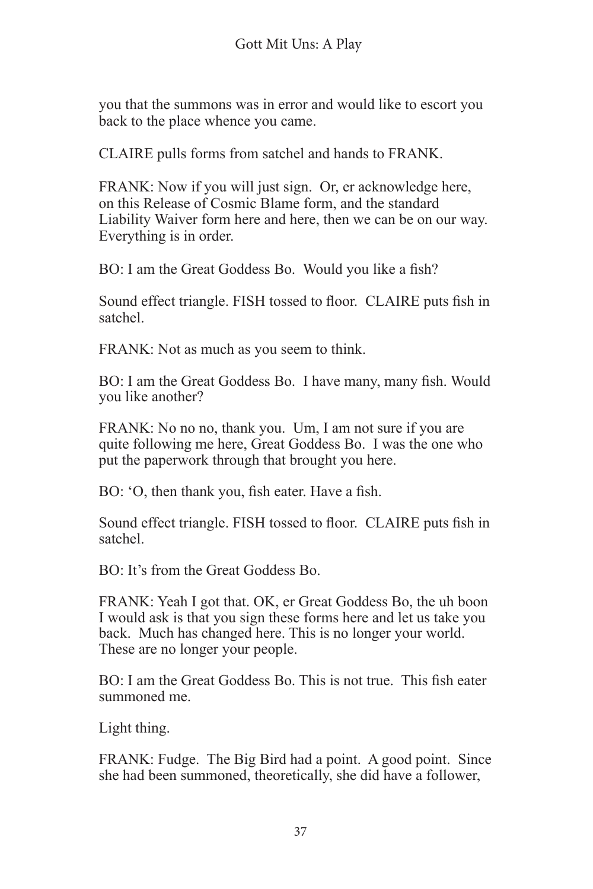you that the summons was in error and would like to escort you back to the place whence you came.

CLAIRE pulls forms from satchel and hands to FRANK.

FRANK: Now if you will just sign. Or, er acknowledge here, on this Release of Cosmic Blame form, and the standard Liability Waiver form here and here, then we can be on our way. Everything is in order.

BO: I am the Great Goddess Bo. Would you like a fish?

Sound effect triangle. FISH tossed to floor. CLAIRE puts fish in satchel.

FRANK: Not as much as you seem to think.

BO: I am the Great Goddess Bo. I have many, many fish. Would you like another?

FRANK: No no no, thank you. Um, I am not sure if you are quite following me here, Great Goddess Bo. I was the one who put the paperwork through that brought you here.

BO: 'O, then thank you, fish eater. Have a fish.

Sound effect triangle. FISH tossed to floor. CLAIRE puts fish in satchel.

BO: It's from the Great Goddess Bo.

FRANK: Yeah I got that. OK, er Great Goddess Bo, the uh boon I would ask is that you sign these forms here and let us take you back. Much has changed here. This is no longer your world. These are no longer your people.

BO: I am the Great Goddess Bo. This is not true. This fish eater summoned me.

Light thing.

FRANK: Fudge. The Big Bird had a point. A good point. Since she had been summoned, theoretically, she did have a follower,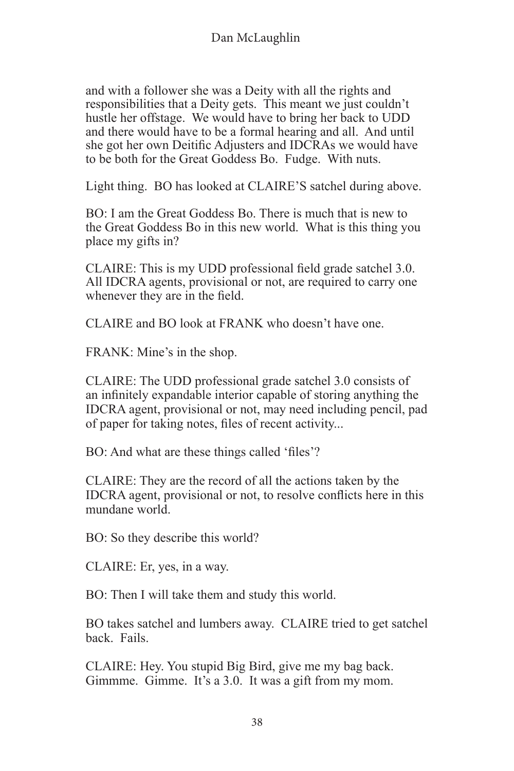and with a follower she was a Deity with all the rights and responsibilities that a Deity gets. This meant we just couldn't hustle her offstage. We would have to bring her back to UDD and there would have to be a formal hearing and all. And until she got her own Deitific Adjusters and IDCRAs we would have to be both for the Great Goddess Bo. Fudge. With nuts.

Light thing. BO has looked at CLAIRE'S satchel during above.

BO: I am the Great Goddess Bo. There is much that is new to the Great Goddess Bo in this new world. What is this thing you place my gifts in?

CLAIRE: This is my UDD professional field grade satchel 3.0. All IDCRA agents, provisional or not, are required to carry one whenever they are in the field.

CLAIRE and BO look at FRANK who doesn't have one.

FRANK: Mine's in the shop.

CLAIRE: The UDD professional grade satchel 3.0 consists of an infinitely expandable interior capable of storing anything the IDCRA agent, provisional or not, may need including pencil, pad of paper for taking notes, files of recent activity...

BO: And what are these things called 'files'?

CLAIRE: They are the record of all the actions taken by the IDCRA agent, provisional or not, to resolve conflicts here in this mundane world.

BO: So they describe this world?

CLAIRE: Er, yes, in a way.

BO: Then I will take them and study this world.

BO takes satchel and lumbers away. CLAIRE tried to get satchel back. Fails.

CLAIRE: Hey. You stupid Big Bird, give me my bag back. Gimmme. Gimme. It's a 3.0. It was a gift from my mom.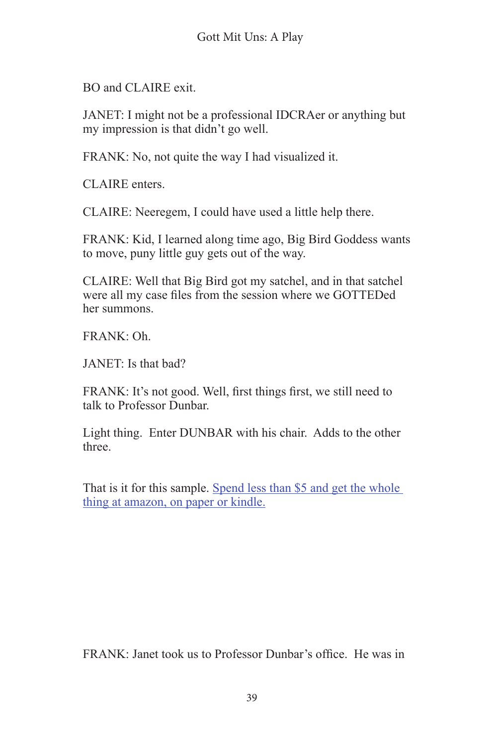BO and CLAIRE exit.

JANET: I might not be a professional IDCRAer or anything but my impression is that didn't go well.

FRANK: No, not quite the way I had visualized it.

CLAIRE enters.

CLAIRE: Neeregem, I could have used a little help there.

FRANK: Kid, I learned along time ago, Big Bird Goddess wants to move, puny little guy gets out of the way.

CLAIRE: Well that Big Bird got my satchel, and in that satchel were all my case files from the session where we GOTTEDed her summons.

FRANK: Oh.

JANET: Is that bad?

FRANK: It's not good. Well, first things first, we still need to talk to Professor Dunbar.

Light thing. Enter DUNBAR with his chair. Adds to the other three.

That is it for this sample. Spend less than $5 and get the whole thing at amazon, on paper or kindle.

FRANK: Janet took us to Professor Dunbar's office. He was in